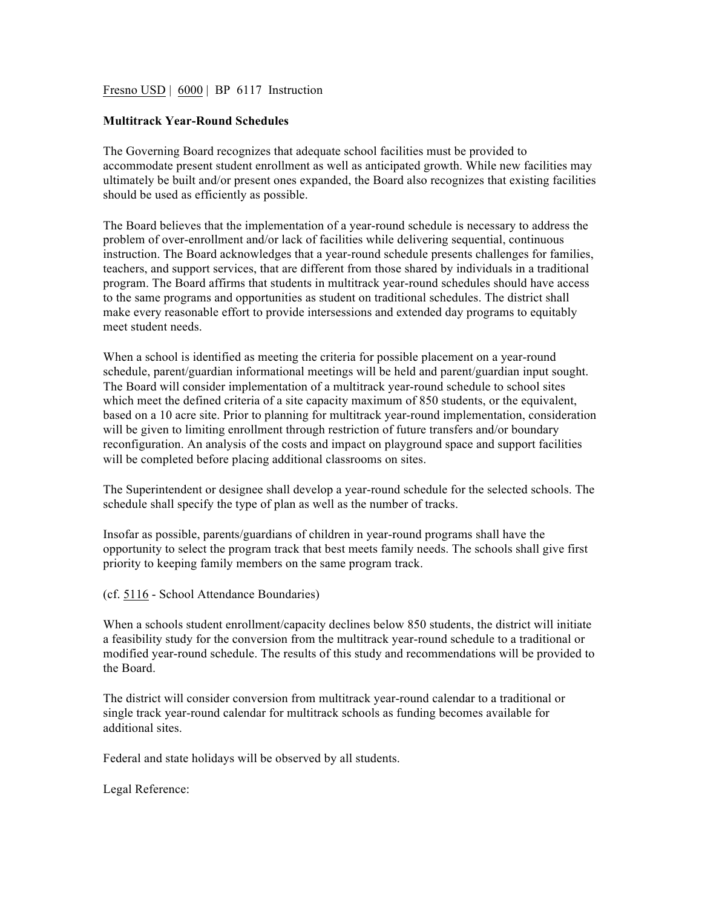Fresno USD | 6000 | BP 6117 Instruction

**Multitrack Year-Round Schedules**

The Governing Board recognizes that adequate school facilities must be provided to accommodate present student enrollment as well as anticipated growth. While new facilities may ultimately be built and/or present ones expanded, the Board also recognizes that existing facilities should be used as efficiently as possible.

The Board believes that the implementation of a year-round schedule is necessary to address the problem of over-enrollment and/or lack of facilities while delivering sequential, continuous instruction. The Board acknowledges that a year-round schedule presents challenges for families, teachers, and support services, that are different from those shared by individuals in a traditional program. The Board affirms that students in multitrack year-round schedules should have access to the same programs and opportunities as student on traditional schedules. The district shall make every reasonable effort to provide intersessions and extended day programs to equitably meet student needs.

When a school is identified as meeting the criteria for possible placement on a year-round schedule, parent/guardian informational meetings will be held and parent/guardian input sought. The Board will consider implementation of a multitrack year-round schedule to school sites which meet the defined criteria of a site capacity maximum of 850 students, or the equivalent, based on a 10 acre site. Prior to planning for multitrack year-round implementation, consideration will be given to limiting enrollment through restriction of future transfers and/or boundary reconfiguration. An analysis of the costs and impact on playground space and support facilities will be completed before placing additional classrooms on sites.

The Superintendent or designee shall develop a year-round schedule for the selected schools. The schedule shall specify the type of plan as well as the number of tracks.

Insofar as possible, parents/guardians of children in year-round programs shall have the opportunity to select the program track that best meets family needs. The schools shall give first priority to keeping family members on the same program track.

(cf. 5116 - School Attendance Boundaries)

When a schools student enrollment/capacity declines below 850 students, the district will initiate a feasibility study for the conversion from the multitrack year-round schedule to a traditional or modified year-round schedule. The results of this study and recommendations will be provided to the Board.

The district will consider conversion from multitrack year-round calendar to a traditional or single track year-round calendar for multitrack schools as funding becomes available for additional sites.

Federal and state holidays will be observed by all students.

Legal Reference: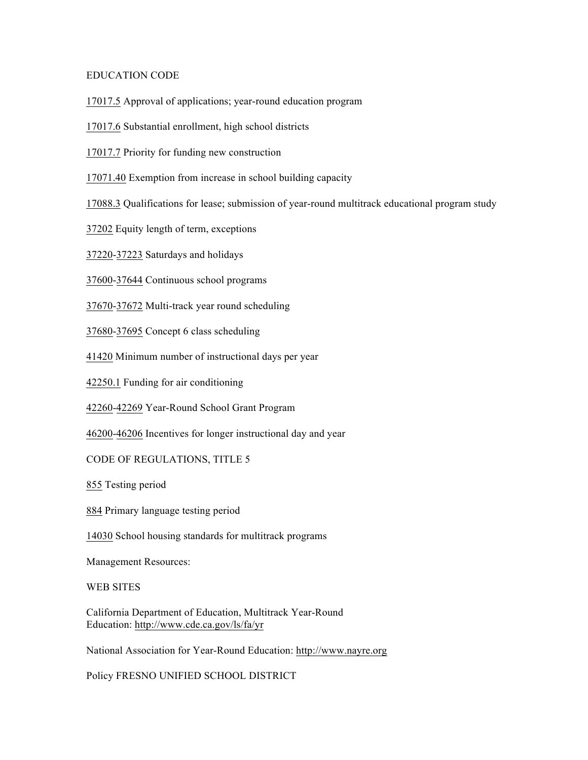EDUCATION CODE

17017.5 Approval of applications; year-round education program

17017.6 Substantial enrollment, high school districts

17017.7 Priority for funding new construction

17071.40 Exemption from increase in school building capacity

17088.3 Qualifications for lease; submission of year-round multitrack educational program study

37202 Equity length of term, exceptions

37220-37223 Saturdays and holidays

37600-37644 Continuous school programs

37670-37672 Multi-track year round scheduling

37680-37695 Concept 6 class scheduling

41420 Minimum number of instructional days per year

42250.1 Funding for air conditioning

42260-42269 Year-Round School Grant Program

46200-46206 Incentives for longer instructional day and year

CODE OF REGULATIONS, TITLE 5

855 Testing period

884 Primary language testing period

14030 School housing standards for multitrack programs

Management Resources:

WEB SITES

California Department of Education, Multitrack Year-Round Education: http://www.cde.ca.gov/ls/fa/yr

National Association for Year-Round Education: http://www.nayre.org

Policy FRESNO UNIFIED SCHOOL DISTRICT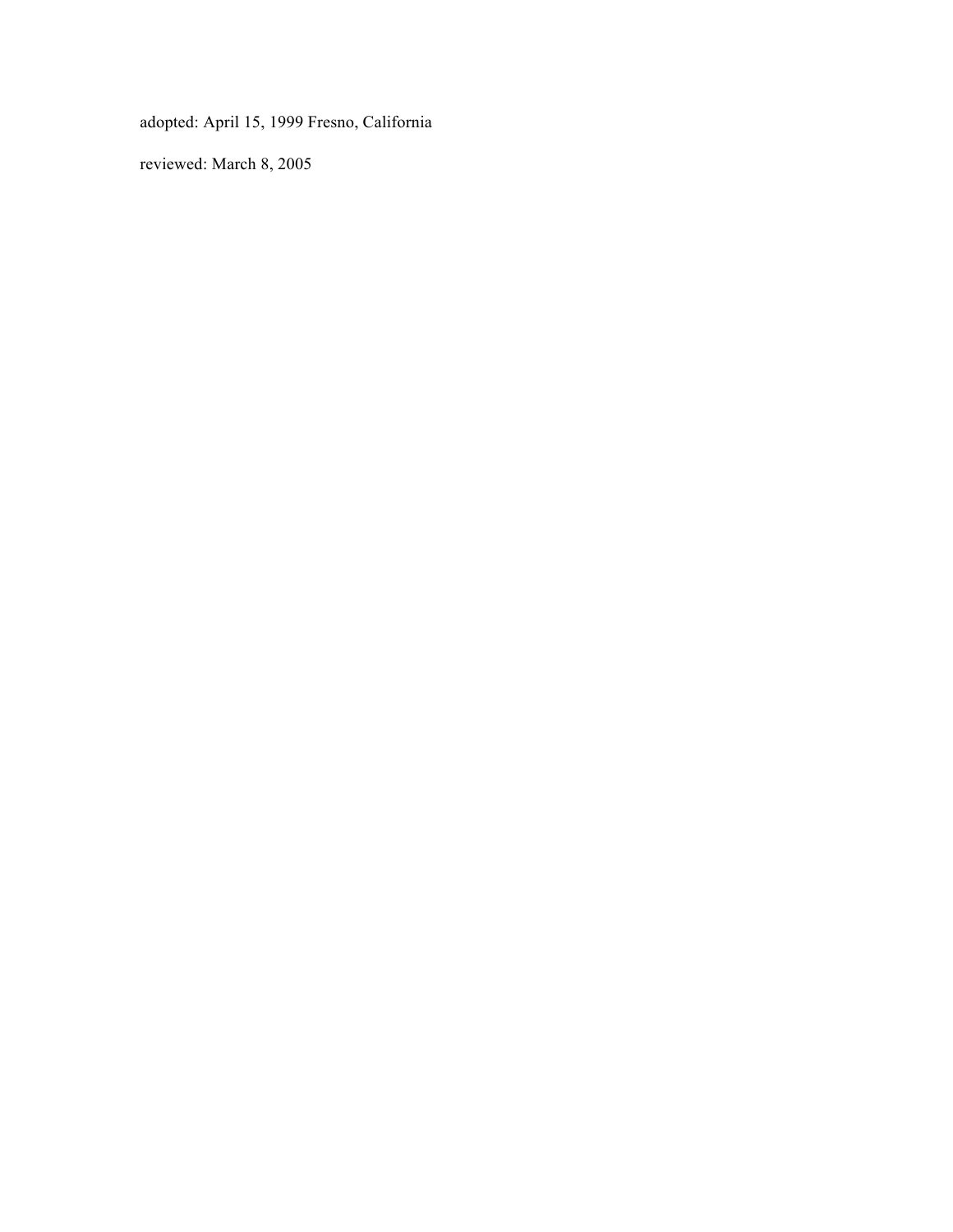adopted: April 15, 1999 Fresno, California

reviewed: March 8, 2005